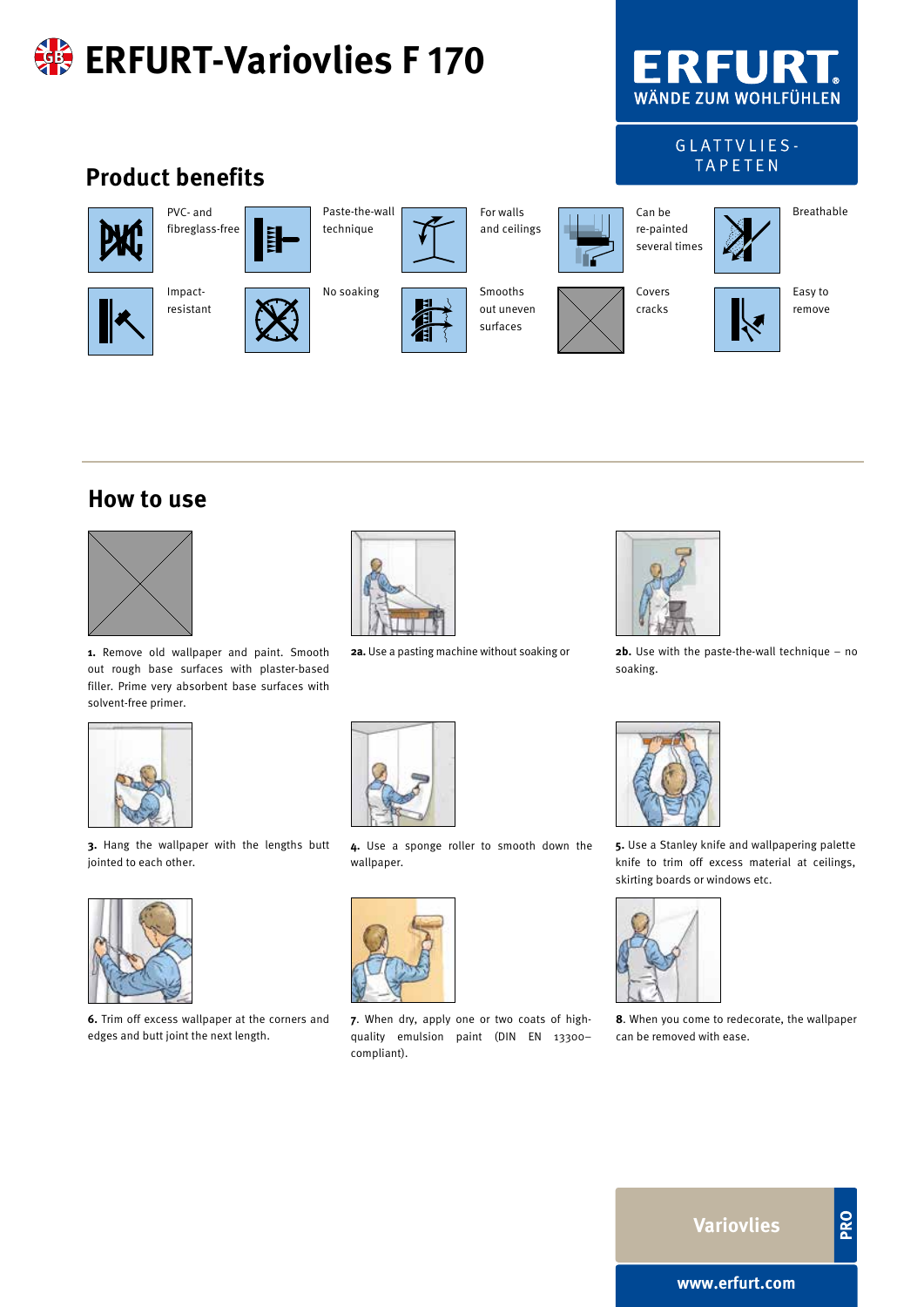# ERFURT-Variovlies F 170

ERFURT
WÄNDE ZUM WOHLFÜHLEN

GLATTVLIES-TAPETEN

## Product benefits

- PVC- and fibreglass-free
- Paste-the-wall technique
- For walls and ceilings
- Can be re-painted several times
- Breathable
- Impact-resistant
- No soaking
- Smooths out uneven surfaces
- Covers cracks
- Easy to remove

## How to use

**1.** Remove old wallpaper and paint. Smooth out rough base surfaces with plaster-based filler. Prime very absorbent base surfaces with solvent-free primer.

**2a.** Use a pasting machine without soaking or

**2b.** Use with the paste-the-wall technique – no soaking.

**3.** Hang the wallpaper with the lengths butt jointed to each other.

**4.** Use a sponge roller to smooth down the wallpaper.

**5.** Use a Stanley knife and wallpapering palette knife to trim off excess material at ceilings, skirting boards or windows etc.

**6.** Trim off excess wallpaper at the corners and edges and butt joint the next length.

**7.** When dry, apply one or two coats of high-quality emulsion paint (DIN EN 13300–compliant).

**8.** When you come to redecorate, the wallpaper can be removed with ease.

Variovlies PRO

www.erfurt.com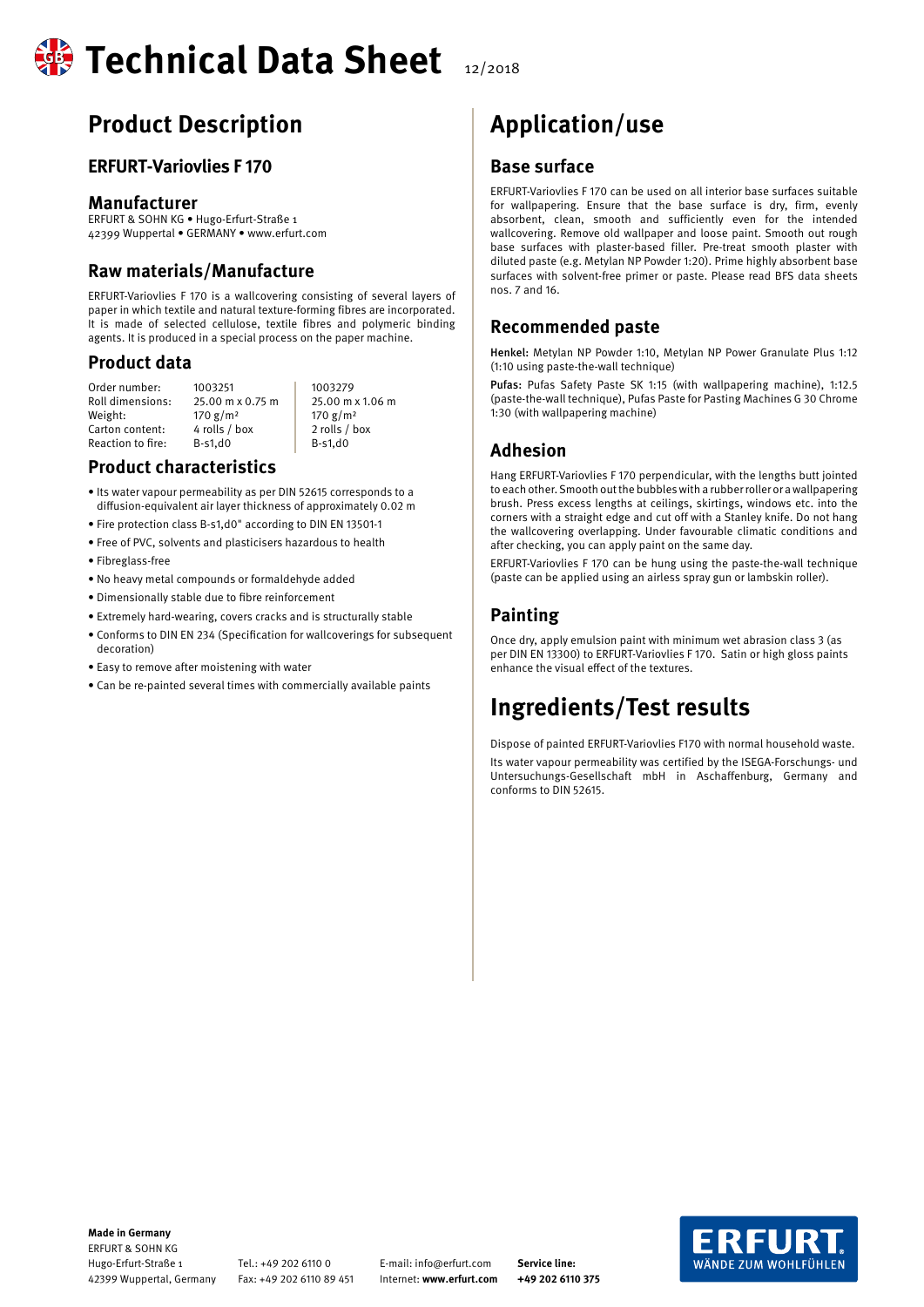# Technical Data Sheet 12/2018

## Product Description

### ERFURT-Variovlies F 170

### Manufacturer

ERFURT & SOHN KG • Hugo-Erfurt-Straße 1
42399 Wuppertal • GERMANY • www.erfurt.com

### Raw materials/Manufacture

ERFURT-Variovlies F 170 is a wallcovering consisting of several layers of paper in which textile and natural texture-forming fibres are incorporated. It is made of selected cellulose, textile fibres and polymeric binding agents. It is produced in a special process on the paper machine.

### Product data

| | | |
|---|---|---|
| Order number: | 1003251 | 1003279 |
| Roll dimensions: | 25.00 m x 0.75 m | 25.00 m x 1.06 m |
| Weight: | 170 g/m² | 170 g/m² |
| Carton content: | 4 rolls / box | 2 rolls / box |
| Reaction to fire: | B-s1,d0 | B-s1,d0 |

### Product characteristics

- Its water vapour permeability as per DIN 52615 corresponds to a diffusion-equivalent air layer thickness of approximately 0.02 m
- Fire protection class B-s1,d0" according to DIN EN 13501-1
- Free of PVC, solvents and plasticisers hazardous to health
- Fibreglass-free
- No heavy metal compounds or formaldehyde added
- Dimensionally stable due to fibre reinforcement
- Extremely hard-wearing, covers cracks and is structurally stable
- Conforms to DIN EN 234 (Specification for wallcoverings for subsequent decoration)
- Easy to remove after moistening with water
- Can be re-painted several times with commercially available paints

## Application/use

### Base surface

ERFURT-Variovlies F 170 can be used on all interior base surfaces suitable for wallpapering. Ensure that the base surface is dry, firm, evenly absorbent, clean, smooth and sufficiently even for the intended wallcovering. Remove old wallpaper and loose paint. Smooth out rough base surfaces with plaster-based filler. Pre-treat smooth plaster with diluted paste (e.g. Metylan NP Powder 1:20). Prime highly absorbent base surfaces with solvent-free primer or paste. Please read BFS data sheets nos. 7 and 16.

### Recommended paste

**Henkel:** Metylan NP Powder 1:10, Metylan NP Power Granulate Plus 1:12 (1:10 using paste-the-wall technique)

**Pufas:** Pufas Safety Paste SK 1:15 (with wallpapering machine), 1:12.5 (paste-the-wall technique), Pufas Paste for Pasting Machines G 30 Chrome 1:30 (with wallpapering machine)

### Adhesion

Hang ERFURT-Variovlies F 170 perpendicular, with the lengths butt jointed to each other. Smooth out the bubbles with a rubber roller or a wallpapering brush. Press excess lengths at ceilings, skirtings, windows etc. into the corners with a straight edge and cut off with a Stanley knife. Do not hang the wallcovering overlapping. Under favourable climatic conditions and after checking, you can apply paint on the same day.

ERFURT-Variovlies F 170 can be hung using the paste-the-wall technique (paste can be applied using an airless spray gun or lambskin roller).

### Painting

Once dry, apply emulsion paint with minimum wet abrasion class 3 (as per DIN EN 13300) to ERFURT-Variovlies F 170. Satin or high gloss paints enhance the visual effect of the textures.

## Ingredients/Test results

Dispose of painted ERFURT-Variovlies F170 with normal household waste.

Its water vapour permeability was certified by the ISEGA-Forschungs- und Untersuchungs-Gesellschaft mbH in Aschaffenburg, Germany and conforms to DIN 52615.

**Made in Germany**
ERFURT & SOHN KG
Hugo-Erfurt-Straße 1
42399 Wuppertal, Germany

Tel.: +49 202 6110 0
Fax: +49 202 6110 89 451

E-mail: info@erfurt.com
Internet: **www.erfurt.com**

**Service line:**
**+49 202 6110 375**

ERFURT
WÄNDE ZUM WOHLFÜHLEN